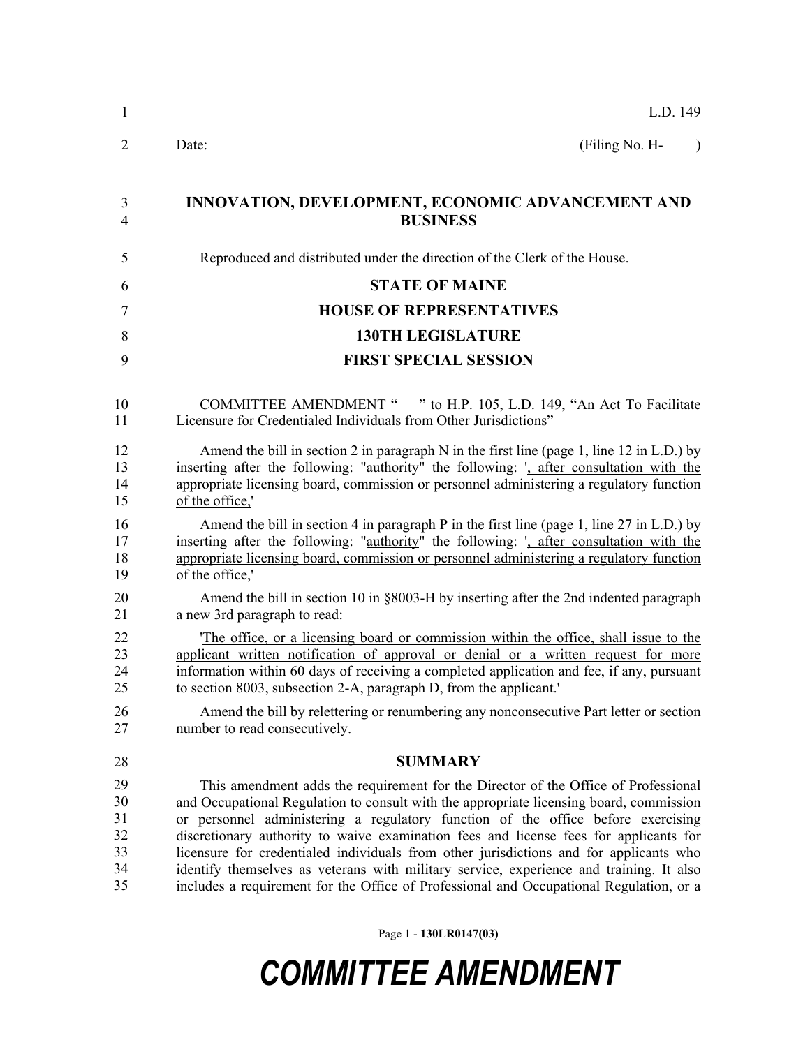L.D. 149

Date: (Filing No. H- )

**INNOVATION, DEVELOPMENT, ECONOMIC ADVANCEMENT AND BUSINESS**

Reproduced and distributed under the direction of the Clerk of the House.

**STATE OF MAINE**

**HOUSE OF REPRESENTATIVES**

**130TH LEGISLATURE**

**FIRST SPECIAL SESSION**

COMMITTEE AMENDMENT " " to H.P. 105, L.D. 149, "An Act To Facilitate Licensure for Credentialed Individuals from Other Jurisdictions"

Amend the bill in section 2 in paragraph N in the first line (page 1, line 12 in L.D.) by inserting after the following: "authority" the following: ', after consultation with the appropriate licensing board, commission or personnel administering a regulatory function of the office,'

Amend the bill in section 4 in paragraph P in the first line (page 1, line 27 in L.D.) by inserting after the following: "authority" the following: ', after consultation with the appropriate licensing board, commission or personnel administering a regulatory function of the office,'

Amend the bill in section 10 in §8003-H by inserting after the 2nd indented paragraph a new 3rd paragraph to read:

'The office, or a licensing board or commission within the office, shall issue to the applicant written notification of approval or denial or a written request for more information within 60 days of receiving a completed application and fee, if any, pursuant to section 8003, subsection 2-A, paragraph D, from the applicant.'

Amend the bill by relettering or renumbering any nonconsecutive Part letter or section number to read consecutively.

## SUMMARY

This amendment adds the requirement for the Director of the Office of Professional and Occupational Regulation to consult with the appropriate licensing board, commission or personnel administering a regulatory function of the office before exercising discretionary authority to waive examination fees and license fees for applicants for licensure for credentialed individuals from other jurisdictions and for applicants who identify themselves as veterans with military service, experience and training. It also includes a requirement for the Office of Professional and Occupational Regulation, or a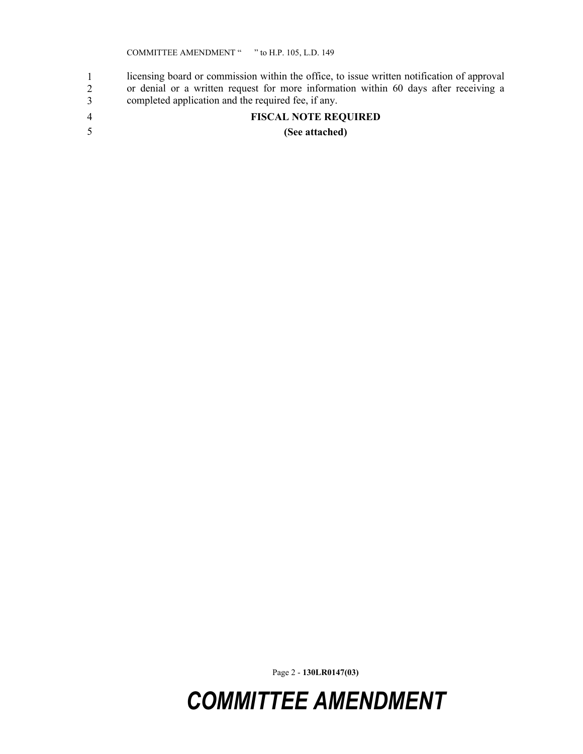licensing board or commission within the office, to issue written notification of approval or denial or a written request for more information within 60 days after receiving a completed application and the required fee, if any.

**FISCAL NOTE REQUIRED**

**(See attached)**